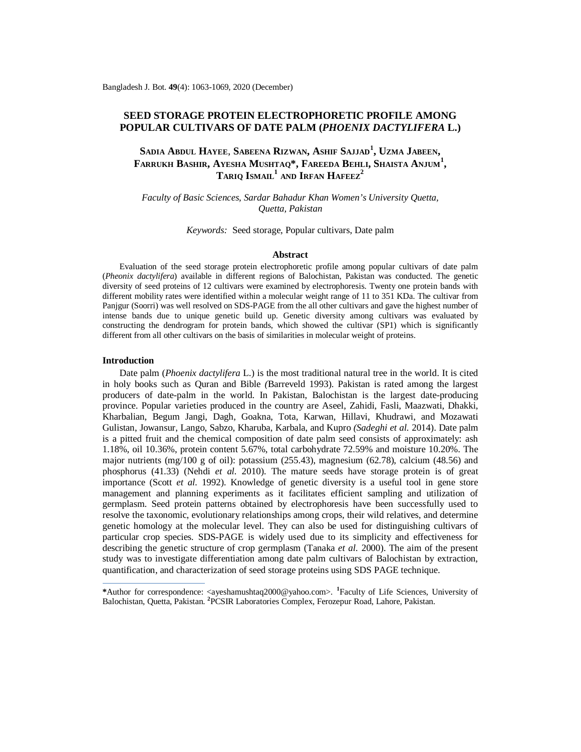# SEED STORAGE PROTEIN ELECTROPHORETIC PROFILE AMONG POPULAR CULTIVARS OF DATE PALM (*PHOENIX DACTYLIFERA* L.)

**Sadia Abdul Hayee, Sabeena Rizwan, Ashif Sajjad[1], Uzma Jabeen, Farrukh Bashir, Ayesha Mushtaq\*, Fareeda Behli, Shaista Anjum[1], Tariq Ismail[1] and Irfan Hafeez[2]**

*Faculty of Basic Sciences, Sardar Bahadur Khan Women's University Quetta, Quetta, Pakistan*

*Keywords:* Seed storage, Popular cultivars, Date palm

## Abstract

Evaluation of the seed storage protein electrophoretic profile among popular cultivars of date palm (*Pheonix dactylifera*) available in different regions of Balochistan, Pakistan was conducted. The genetic diversity of seed proteins of 12 cultivars were examined by electrophoresis. Twenty one protein bands with different mobility rates were identified within a molecular weight range of 11 to 351 KDa. The cultivar from Panjgur (Soorri) was well resolved on SDS-PAGE from the all other cultivars and gave the highest number of intense bands due to unique genetic build up. Genetic diversity among cultivars was evaluated by constructing the dendrogram for protein bands, which showed the cultivar (SP1) which is significantly different from all other cultivars on the basis of similarities in molecular weight of proteins.

## Introduction

Date palm (*Phoenix dactylifera* L.) is the most traditional natural tree in the world. It is cited in holy books such as Quran and Bible *(*Barreveld 1993). Pakistan is rated among the largest producers of date-palm in the world. In Pakistan, Balochistan is the largest date-producing province. Popular varieties produced in the country are Aseel, Zahidi, Fasli, Maazwati, Dhakki, Kharbalian, Begum Jangi, Dagh, Goakna, Tota, Karwan, Hillavi, Khudrawi, and Mozawati Gulistan, Jowansur, Lango, Sabzo, Kharuba, Karbala, and Kupro *(Sadeghi et al.* 2014). Date palm is a pitted fruit and the chemical composition of date palm seed consists of approximately: ash 1.18%, oil 10.36%, protein content 5.67%, total carbohydrate 72.59% and moisture 10.20%. The major nutrients (mg/100 g of oil): potassium (255.43), magnesium (62.78), calcium (48.56) and phosphorus (41.33) (Nehdi *et al.* 2010). The mature seeds have storage protein is of great importance (Scott *et al.* 1992). Knowledge of genetic diversity is a useful tool in gene store management and planning experiments as it facilitates efficient sampling and utilization of germplasm. Seed protein patterns obtained by electrophoresis have been successfully used to resolve the taxonomic, evolutionary relationships among crops, their wild relatives, and determine genetic homology at the molecular level. They can also be used for distinguishing cultivars of particular crop species. SDS-PAGE is widely used due to its simplicity and effectiveness for describing the genetic structure of crop germplasm (Tanaka *et al.* 2000). The aim of the present study was to investigate differentiation among date palm cultivars of Balochistan by extraction, quantification, and characterization of seed storage proteins using SDS PAGE technique.

---

\*Author for correspondence: <ayeshamushtaq2000@yahoo.com>. [1]Faculty of Life Sciences, University of Balochistan, Quetta, Pakistan. [2]PCSIR Laboratories Complex, Ferozepur Road, Lahore, Pakistan.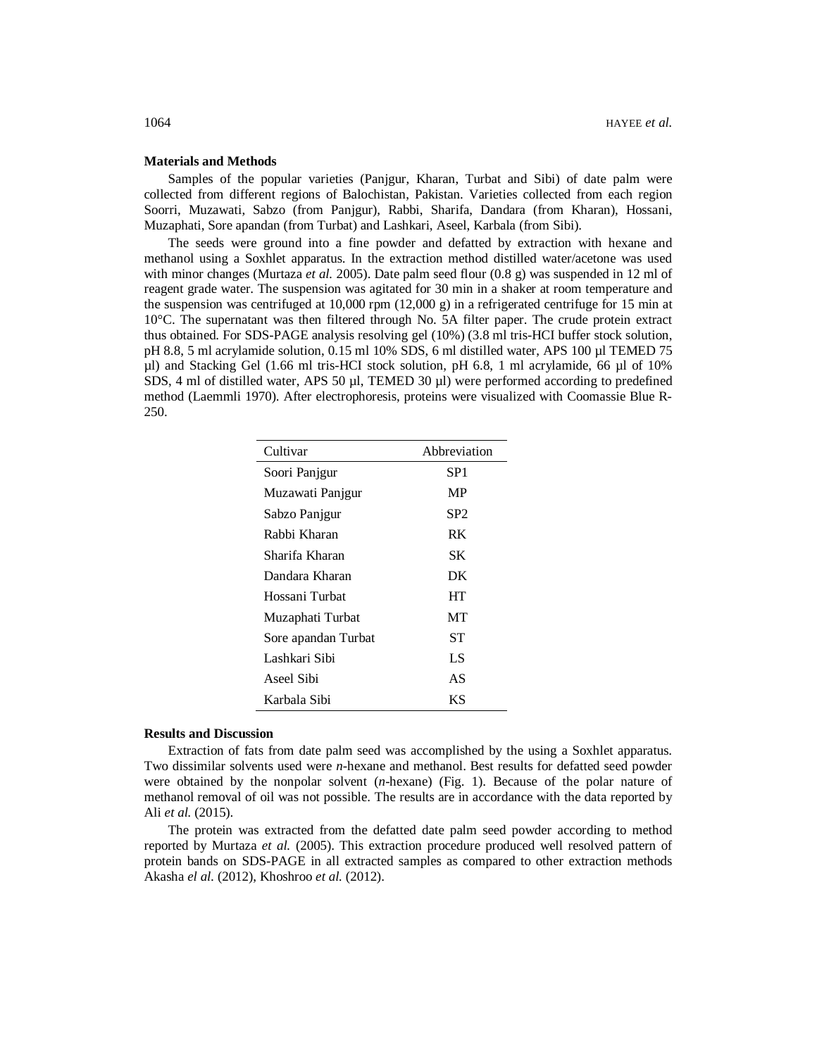## Materials and Methods

Samples of the popular varieties (Panjgur, Kharan, Turbat and Sibi) of date palm were collected from different regions of Balochistan, Pakistan. Varieties collected from each region Soorri, Muzawati, Sabzo (from Panjgur), Rabbi, Sharifa, Dandara (from Kharan), Hossani, Muzaphati, Sore apandan (from Turbat) and Lashkari, Aseel, Karbala (from Sibi).

The seeds were ground into a fine powder and defatted by extraction with hexane and methanol using a Soxhlet apparatus. In the extraction method distilled water/acetone was used with minor changes (Murtaza *et al.* 2005). Date palm seed flour (0.8 g) was suspended in 12 ml of reagent grade water. The suspension was agitated for 30 min in a shaker at room temperature and the suspension was centrifuged at 10,000 rpm (12,000 g) in a refrigerated centrifuge for 15 min at 10°C. The supernatant was then filtered through No. 5A filter paper. The crude protein extract thus obtained. For SDS-PAGE analysis resolving gel (10%) (3.8 ml tris-HCI buffer stock solution, pH 8.8, 5 ml acrylamide solution, 0.15 ml 10% SDS, 6 ml distilled water, APS 100 µl TEMED 75 µl) and Stacking Gel (1.66 ml tris-HCI stock solution, pH 6.8, 1 ml acrylamide, 66 µl of 10% SDS, 4 ml of distilled water, APS 50 µl, TEMED 30 µl) were performed according to predefined method (Laemmli 1970). After electrophoresis, proteins were visualized with Coomassie Blue R-250.

| Cultivar | Abbreviation |
|---|---|
| Soori Panjgur | SP1 |
| Muzawati Panjgur | MP |
| Sabzo Panjgur | SP2 |
| Rabbi Kharan | RK |
| Sharifa Kharan | SK |
| Dandara Kharan | DK |
| Hossani Turbat | HT |
| Muzaphati Turbat | MT |
| Sore apandan Turbat | ST |
| Lashkari Sibi | LS |
| Aseel Sibi | AS |
| Karbala Sibi | KS |

## Results and Discussion

Extraction of fats from date palm seed was accomplished by the using a Soxhlet apparatus. Two dissimilar solvents used were *n*-hexane and methanol. Best results for defatted seed powder were obtained by the nonpolar solvent (*n*-hexane) (Fig. 1). Because of the polar nature of methanol removal of oil was not possible. The results are in accordance with the data reported by Ali *et al.* (2015).

The protein was extracted from the defatted date palm seed powder according to method reported by Murtaza *et al.* (2005). This extraction procedure produced well resolved pattern of protein bands on SDS-PAGE in all extracted samples as compared to other extraction methods Akasha *el al.* (2012), Khoshroo *et al.* (2012).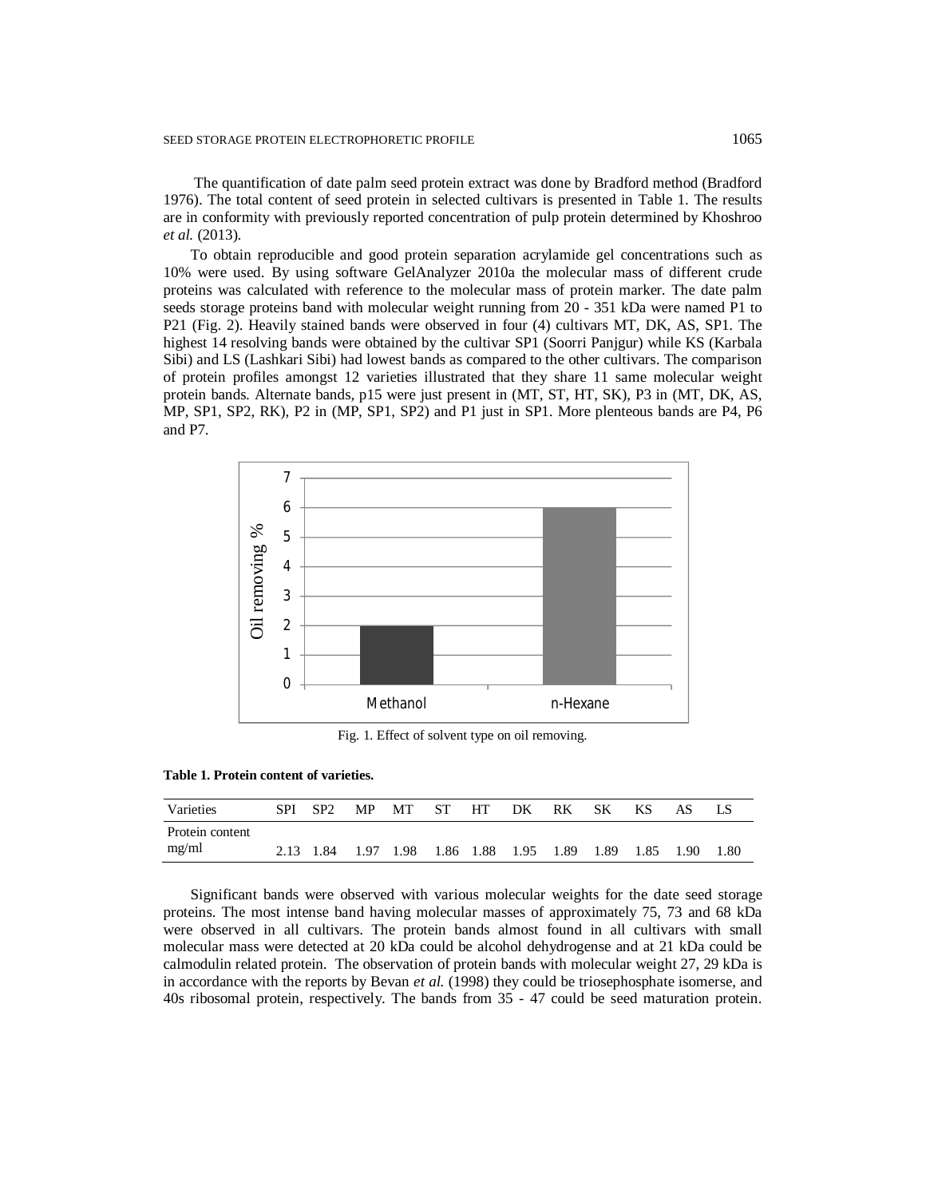The quantification of date palm seed protein extract was done by Bradford method (Bradford 1976). The total content of seed protein in selected cultivars is presented in Table 1. The results are in conformity with previously reported concentration of pulp protein determined by Khoshroo *et al.* (2013).

To obtain reproducible and good protein separation acrylamide gel concentrations such as 10% were used. By using software GelAnalyzer 2010a the molecular mass of different crude proteins was calculated with reference to the molecular mass of protein marker. The date palm seeds storage proteins band with molecular weight running from 20 - 351 kDa were named P1 to P21 (Fig. 2). Heavily stained bands were observed in four (4) cultivars MT, DK, AS, SP1. The highest 14 resolving bands were obtained by the cultivar SP1 (Soorri Panjgur) while KS (Karbala Sibi) and LS (Lashkari Sibi) had lowest bands as compared to the other cultivars. The comparison of protein profiles amongst 12 varieties illustrated that they share 11 same molecular weight protein bands. Alternate bands, p15 were just present in (MT, ST, HT, SK), P3 in (MT, DK, AS, MP, SP1, SP2, RK), P2 in (MP, SP1, SP2) and P1 just in SP1. More plenteous bands are P4, P6 and P7.

Fig. 1. Effect of solvent type on oil removing.

**Table 1. Protein content of varieties.**

| Varieties | SPI | SP2 | MP | MT | ST | HT | DK | RK | SK | KS | AS | LS |
|---|---|---|---|---|---|---|---|---|---|---|---|---|
| Protein content mg/ml | 2.13 | 1.84 | 1.97 | 1.98 | 1.86 | 1.88 | 1.95 | 1.89 | 1.89 | 1.85 | 1.90 | 1.80 |

Significant bands were observed with various molecular weights for the date seed storage proteins. The most intense band having molecular masses of approximately 75, 73 and 68 kDa were observed in all cultivars. The protein bands almost found in all cultivars with small molecular mass were detected at 20 kDa could be alcohol dehydrogense and at 21 kDa could be calmodulin related protein. The observation of protein bands with molecular weight 27, 29 kDa is in accordance with the reports by Bevan *et al.* (1998) they could be triosephosphate isomerse, and 40s ribosomal protein, respectively. The bands from 35 - 47 could be seed maturation protein.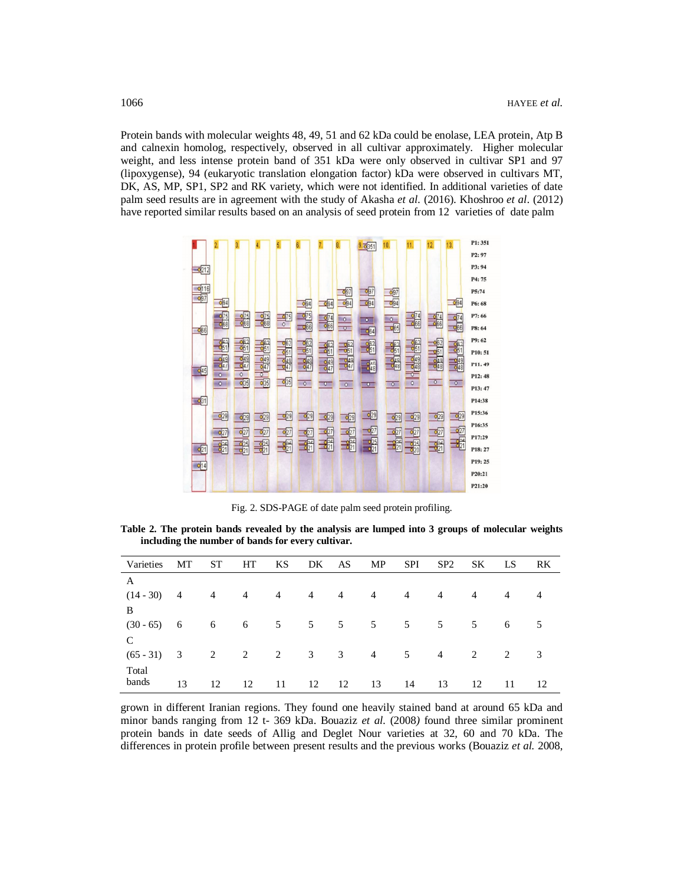Protein bands with molecular weights 48, 49, 51 and 62 kDa could be enolase, LEA protein, Atp B and calnexin homolog, respectively, observed in all cultivar approximately. Higher molecular weight, and less intense protein band of 351 kDa were only observed in cultivar SP1 and 97 (lipoxygense), 94 (eukaryotic translation elongation factor) kDa were observed in cultivars MT, DK, AS, MP, SP1, SP2 and RK variety, which were not identified. In additional varieties of date palm seed results are in agreement with the study of Akasha *et al.* (2016). Khoshroo *et al*. (2012) have reported similar results based on an analysis of seed protein from 12 varieties of date palm

Fig. 2. SDS-PAGE of date palm seed protein profiling.

**Table 2. The protein bands revealed by the analysis are lumped into 3 groups of molecular weights including the number of bands for every cultivar.**

| Varieties | MT | ST | HT | KS | DK | AS | MP | SPI | SP2 | SK | LS | RK |
|---|---|---|---|---|---|---|---|---|---|---|---|---|
| A (14 - 30) | 4 | 4 | 4 | 4 | 4 | 4 | 4 | 4 | 4 | 4 | 4 | 4 |
| B (30 - 65) | 6 | 6 | 6 | 5 | 5 | 5 | 5 | 5 | 5 | 5 | 6 | 5 |
| C (65 - 31) | 3 | 2 | 2 | 2 | 3 | 3 | 4 | 5 | 4 | 2 | 2 | 3 |
| Total bands | 13 | 12 | 12 | 11 | 12 | 12 | 13 | 14 | 13 | 12 | 11 | 12 |

grown in different Iranian regions. They found one heavily stained band at around 65 kDa and minor bands ranging from 12 t- 369 kDa. Bouaziz *et al.* (2008) found three similar prominent protein bands in date seeds of Allig and Deglet Nour varieties at 32, 60 and 70 kDa. The differences in protein profile between present results and the previous works (Bouaziz *et al.* 2008,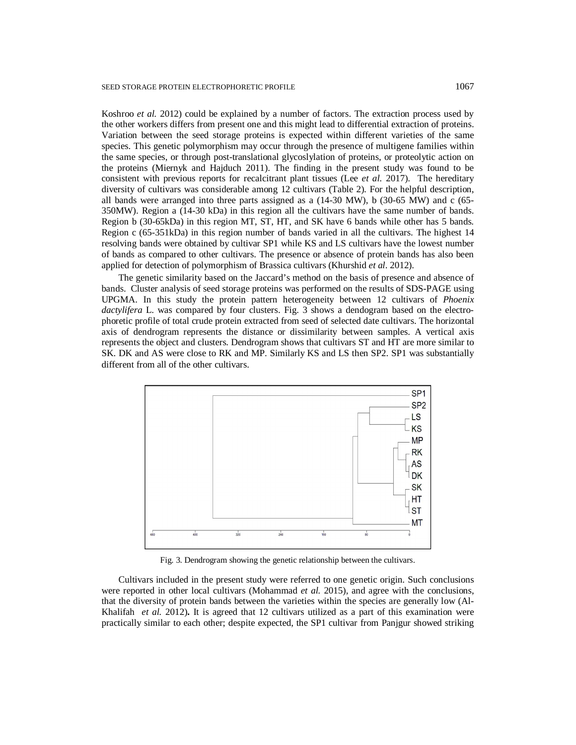Koshroo *et al.* 2012) could be explained by a number of factors. The extraction process used by the other workers differs from present one and this might lead to differential extraction of proteins. Variation between the seed storage proteins is expected within different varieties of the same species. This genetic polymorphism may occur through the presence of multigene families within the same species, or through post-translational glycoslylation of proteins, or proteolytic action on the proteins (Miernyk and Hajduch 2011). The finding in the present study was found to be consistent with previous reports for recalcitrant plant tissues (Lee *et al.* 2017). The hereditary diversity of cultivars was considerable among 12 cultivars (Table 2). For the helpful description, all bands were arranged into three parts assigned as a (14-30 MW), b (30-65 MW) and c (65-350MW). Region a (14-30 kDa) in this region all the cultivars have the same number of bands. Region b (30-65kDa) in this region MT, ST, HT, and SK have 6 bands while other has 5 bands. Region c (65-351kDa) in this region number of bands varied in all the cultivars. The highest 14 resolving bands were obtained by cultivar SP1 while KS and LS cultivars have the lowest number of bands as compared to other cultivars. The presence or absence of protein bands has also been applied for detection of polymorphism of Brassica cultivars (Khurshid *et al*. 2012).

The genetic similarity based on the Jaccard's method on the basis of presence and absence of bands. Cluster analysis of seed storage proteins was performed on the results of SDS-PAGE using UPGMA. In this study the protein pattern heterogeneity between 12 cultivars of *Phoenix dactylifera* L. was compared by four clusters. Fig. 3 shows a dendogram based on the electro-phoretic profile of total crude protein extracted from seed of selected date cultivars. The horizontal axis of dendrogram represents the distance or dissimilarity between samples. A vertical axis represents the object and clusters. Dendrogram shows that cultivars ST and HT are more similar to SK. DK and AS were close to RK and MP. Similarly KS and LS then SP2. SP1 was substantially different from all of the other cultivars.

Fig. 3. Dendrogram showing the genetic relationship between the cultivars.

Cultivars included in the present study were referred to one genetic origin. Such conclusions were reported in other local cultivars (Mohammad *et al.* 2015), and agree with the conclusions, that the diversity of protein bands between the varieties within the species are generally low (Al-Khalifah *et al.* 2012). It is agreed that 12 cultivars utilized as a part of this examination were practically similar to each other; despite expected, the SP1 cultivar from Panjgur showed striking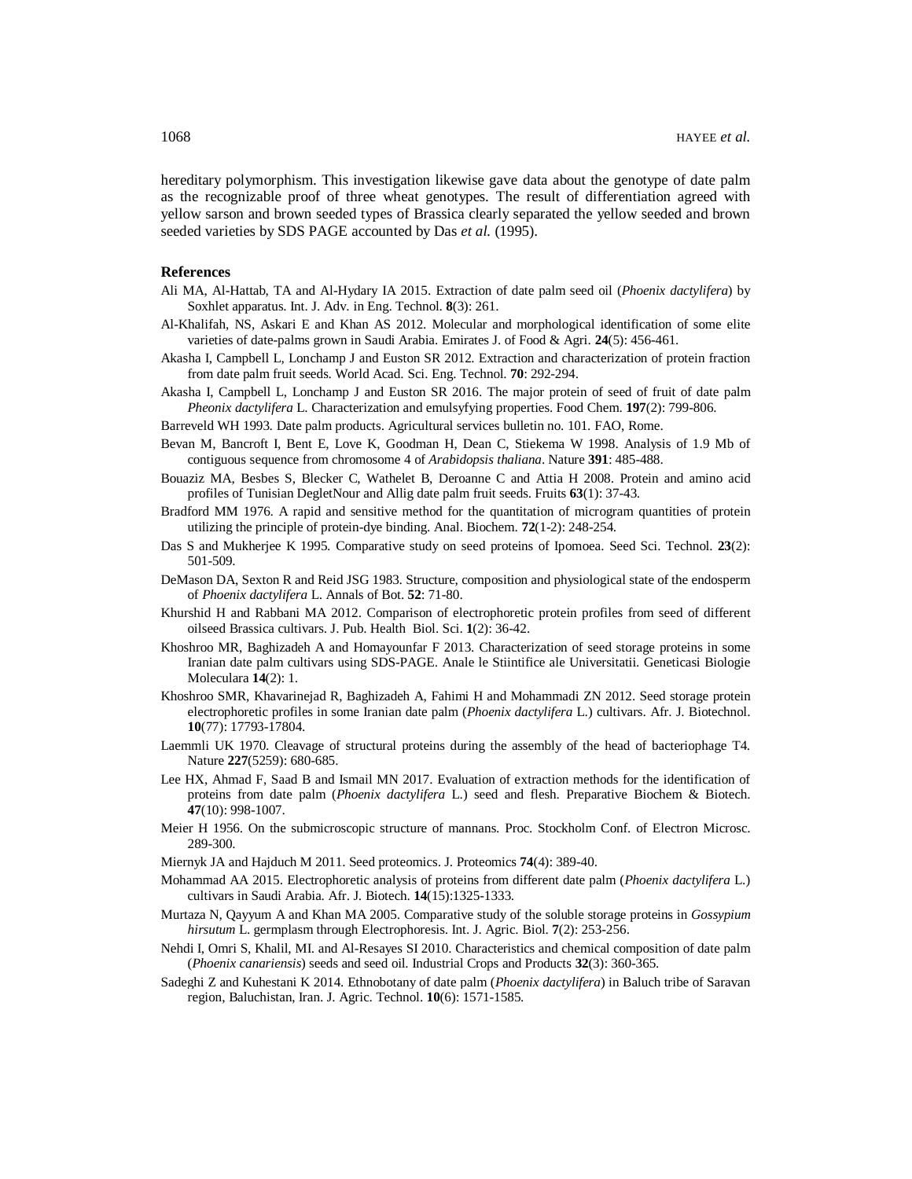hereditary polymorphism. This investigation likewise gave data about the genotype of date palm as the recognizable proof of three wheat genotypes. The result of differentiation agreed with yellow sarson and brown seeded types of Brassica clearly separated the yellow seeded and brown seeded varieties by SDS PAGE accounted by Das *et al.* (1995).

### References

Ali MA, Al-Hattab, TA and Al-Hydary IA 2015. Extraction of date palm seed oil (*Phoenix dactylifera*) by Soxhlet apparatus. Int. J. Adv. in Eng. Technol. **8**(3): 261.

Al-Khalifah, NS, Askari E and Khan AS 2012. Molecular and morphological identification of some elite varieties of date-palms grown in Saudi Arabia. Emirates J. of Food & Agri. **24**(5): 456-461.

Akasha I, Campbell L, Lonchamp J and Euston SR 2012. Extraction and characterization of protein fraction from date palm fruit seeds. World Acad. Sci. Eng. Technol. **70**: 292-294.

Akasha I, Campbell L, Lonchamp J and Euston SR 2016. The major protein of seed of fruit of date palm *Pheonix dactylifera* L. Characterization and emulsyfying properties. Food Chem. **197**(2): 799-806.

Barreveld WH 1993. Date palm products. Agricultural services bulletin no. 101. FAO, Rome.

Bevan M, Bancroft I, Bent E, Love K, Goodman H, Dean C, Stiekema W 1998. Analysis of 1.9 Mb of contiguous sequence from chromosome 4 of *Arabidopsis thaliana*. Nature **391**: 485-488.

Bouaziz MA, Besbes S, Blecker C, Wathelet B, Deroanne C and Attia H 2008. Protein and amino acid profiles of Tunisian DegletNour and Allig date palm fruit seeds. Fruits **63**(1): 37-43.

Bradford MM 1976. A rapid and sensitive method for the quantitation of microgram quantities of protein utilizing the principle of protein-dye binding. Anal. Biochem. **72**(1-2): 248-254.

Das S and Mukherjee K 1995. Comparative study on seed proteins of Ipomoea. Seed Sci. Technol. **23**(2): 501-509.

DeMason DA, Sexton R and Reid JSG 1983. Structure, composition and physiological state of the endosperm of *Phoenix dactylifera* L. Annals of Bot. **52**: 71-80.

Khurshid H and Rabbani MA 2012. Comparison of electrophoretic protein profiles from seed of different oilseed Brassica cultivars. J. Pub. Health Biol. Sci. **1**(2): 36-42.

Khoshroo MR, Baghizadeh A and Homayounfar F 2013. Characterization of seed storage proteins in some Iranian date palm cultivars using SDS-PAGE. Anale le Stiintifice ale Universitatii. Geneticasi Biologie Moleculara **14**(2): 1.

Khoshroo SMR, Khavarinejad R, Baghizadeh A, Fahimi H and Mohammadi ZN 2012. Seed storage protein electrophoretic profiles in some Iranian date palm (*Phoenix dactylifera* L.) cultivars. Afr. J. Biotechnol. **10**(77): 17793-17804.

Laemmli UK 1970. Cleavage of structural proteins during the assembly of the head of bacteriophage T4. Nature **227**(5259): 680-685.

Lee HX, Ahmad F, Saad B and Ismail MN 2017. Evaluation of extraction methods for the identification of proteins from date palm (*Phoenix dactylifera* L.) seed and flesh. Preparative Biochem & Biotech. **47**(10): 998-1007.

Meier H 1956. On the submicroscopic structure of mannans. Proc. Stockholm Conf. of Electron Microsc. 289-300.

Miernyk JA and Hajduch M 2011. Seed proteomics. J. Proteomics **74**(4): 389-40.

Mohammad AA 2015. Electrophoretic analysis of proteins from different date palm (*Phoenix dactylifera* L.) cultivars in Saudi Arabia. Afr. J. Biotech. **14**(15):1325-1333.

Murtaza N, Qayyum A and Khan MA 2005. Comparative study of the soluble storage proteins in *Gossypium hirsutum* L. germplasm through Electrophoresis. Int. J. Agric. Biol. **7**(2): 253-256.

Nehdi I, Omri S, Khalil, MI. and Al-Resayes SI 2010. Characteristics and chemical composition of date palm (*Phoenix canariensis*) seeds and seed oil. Industrial Crops and Products **32**(3): 360-365.

Sadeghi Z and Kuhestani K 2014. Ethnobotany of date palm (*Phoenix dactylifera*) in Baluch tribe of Saravan region, Baluchistan, Iran. J. Agric. Technol. **10**(6): 1571-1585.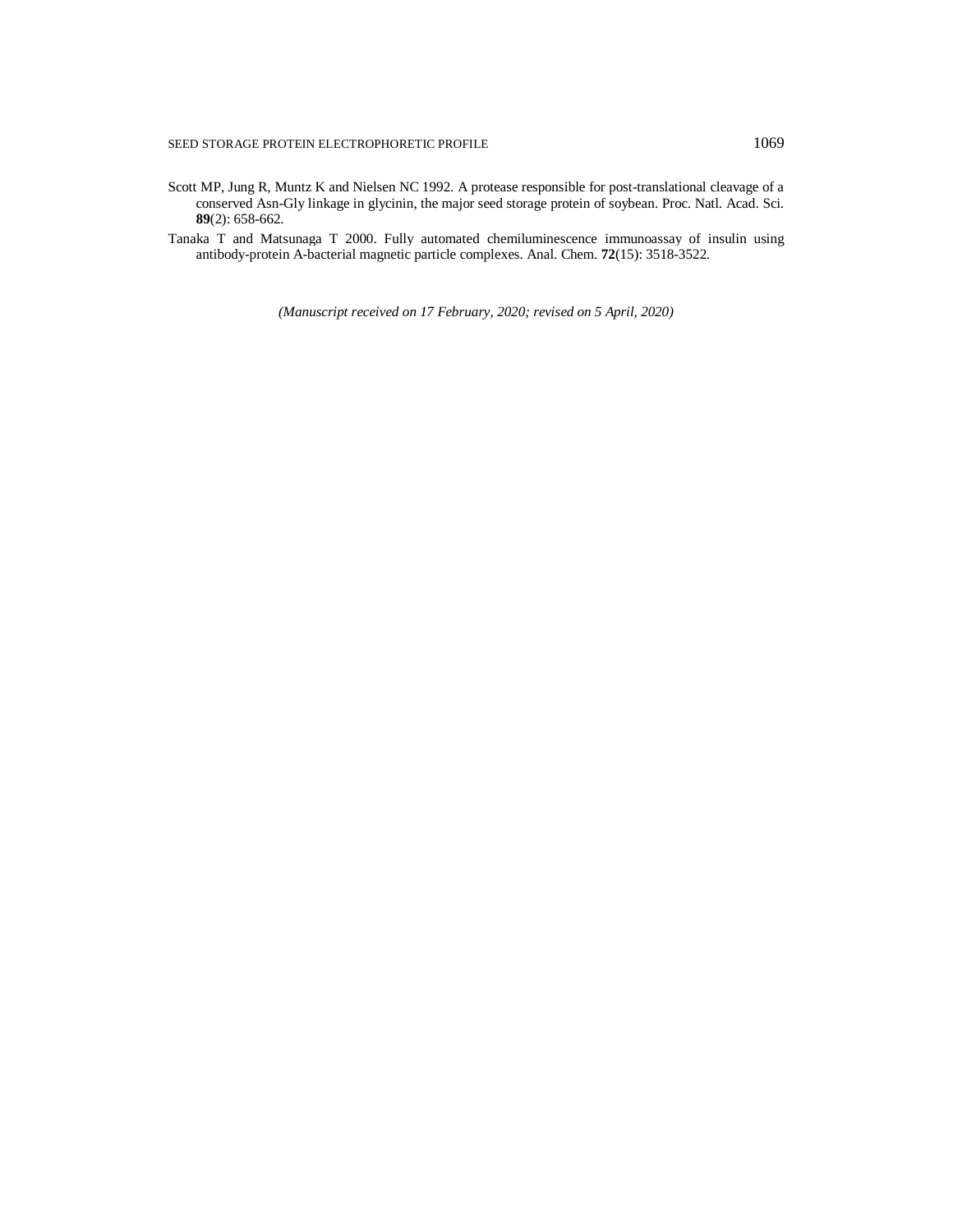Scott MP, Jung R, Muntz K and Nielsen NC 1992. A protease responsible for post-translational cleavage of a conserved Asn-Gly linkage in glycinin, the major seed storage protein of soybean. Proc. Natl. Acad. Sci. **89**(2): 658-662.

Tanaka T and Matsunaga T 2000. Fully automated chemiluminescence immunoassay of insulin using antibody-protein A-bacterial magnetic particle complexes. Anal. Chem. **72**(15): 3518-3522.

*(Manuscript received on 17 February, 2020; revised on 5 April, 2020)*